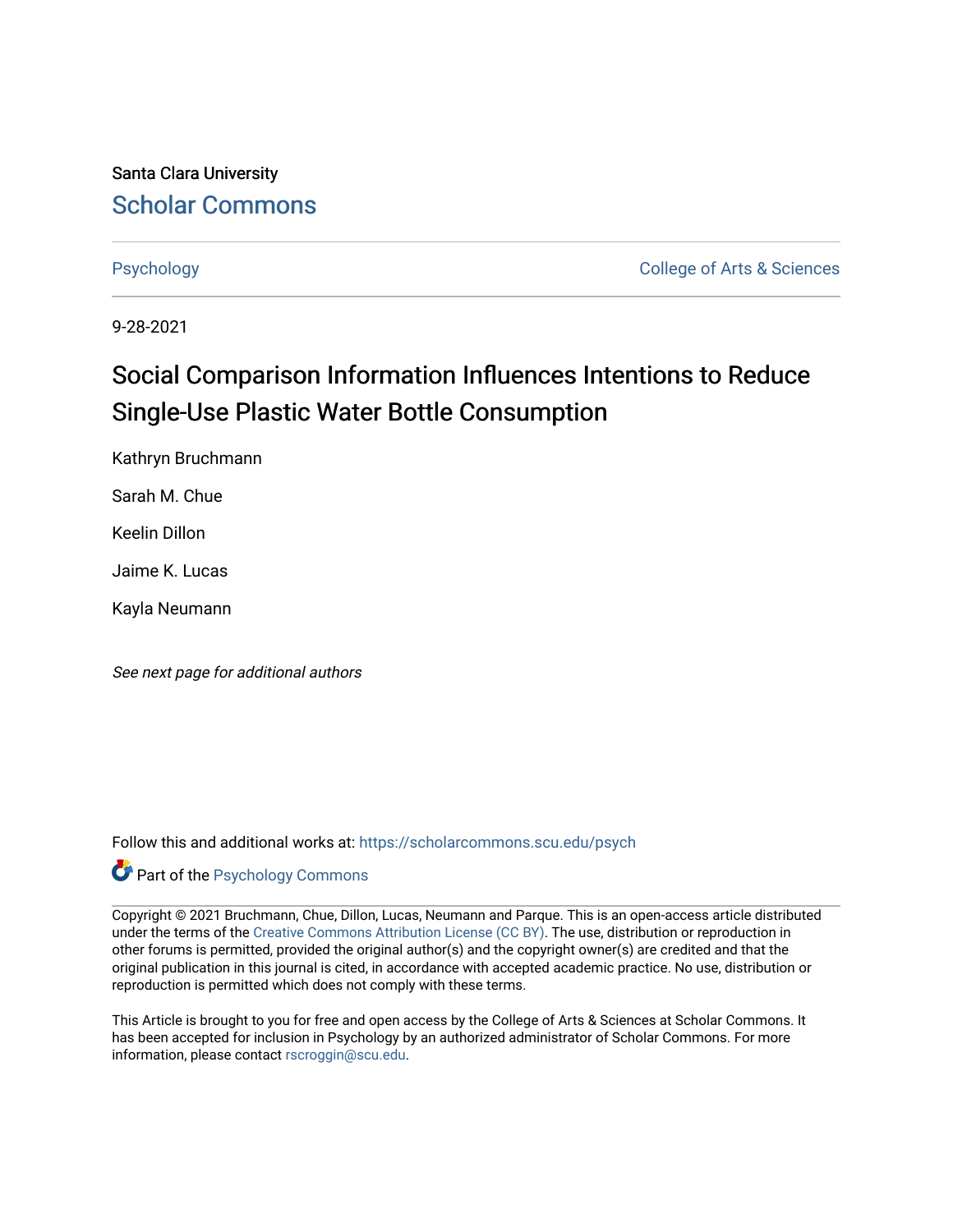Santa Clara University

# Scholar Commons

Psychology

College of Arts & Sciences

9-28-2021

# Social Comparison Information Influences Intentions to Reduce Single-Use Plastic Water Bottle Consumption

Kathryn Bruchmann

Sarah M. Chue

Keelin Dillon

Jaime K. Lucas

Kayla Neumann

*See next page for additional authors*

Follow this and additional works at: https://scholarcommons.scu.edu/psych

Part of the Psychology Commons

Copyright © 2021 Bruchmann, Chue, Dillon, Lucas, Neumann and Parque. This is an open-access article distributed under the terms of the Creative Commons Attribution License (CC BY). The use, distribution or reproduction in other forums is permitted, provided the original author(s) and the copyright owner(s) are credited and that the original publication in this journal is cited, in accordance with accepted academic practice. No use, distribution or reproduction is permitted which does not comply with these terms.

This Article is brought to you for free and open access by the College of Arts & Sciences at Scholar Commons. It has been accepted for inclusion in Psychology by an authorized administrator of Scholar Commons. For more information, please contact rscroggin@scu.edu.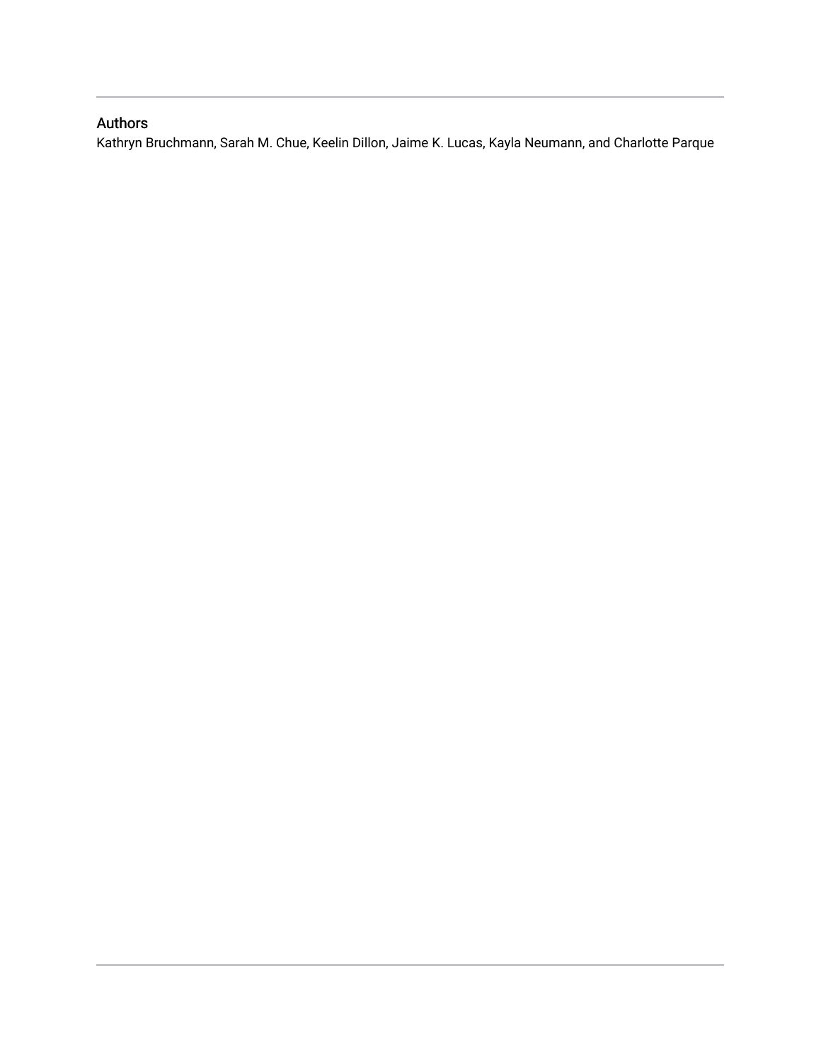## Authors

Kathryn Bruchmann, Sarah M. Chue, Keelin Dillon, Jaime K. Lucas, Kayla Neumann, and Charlotte Parque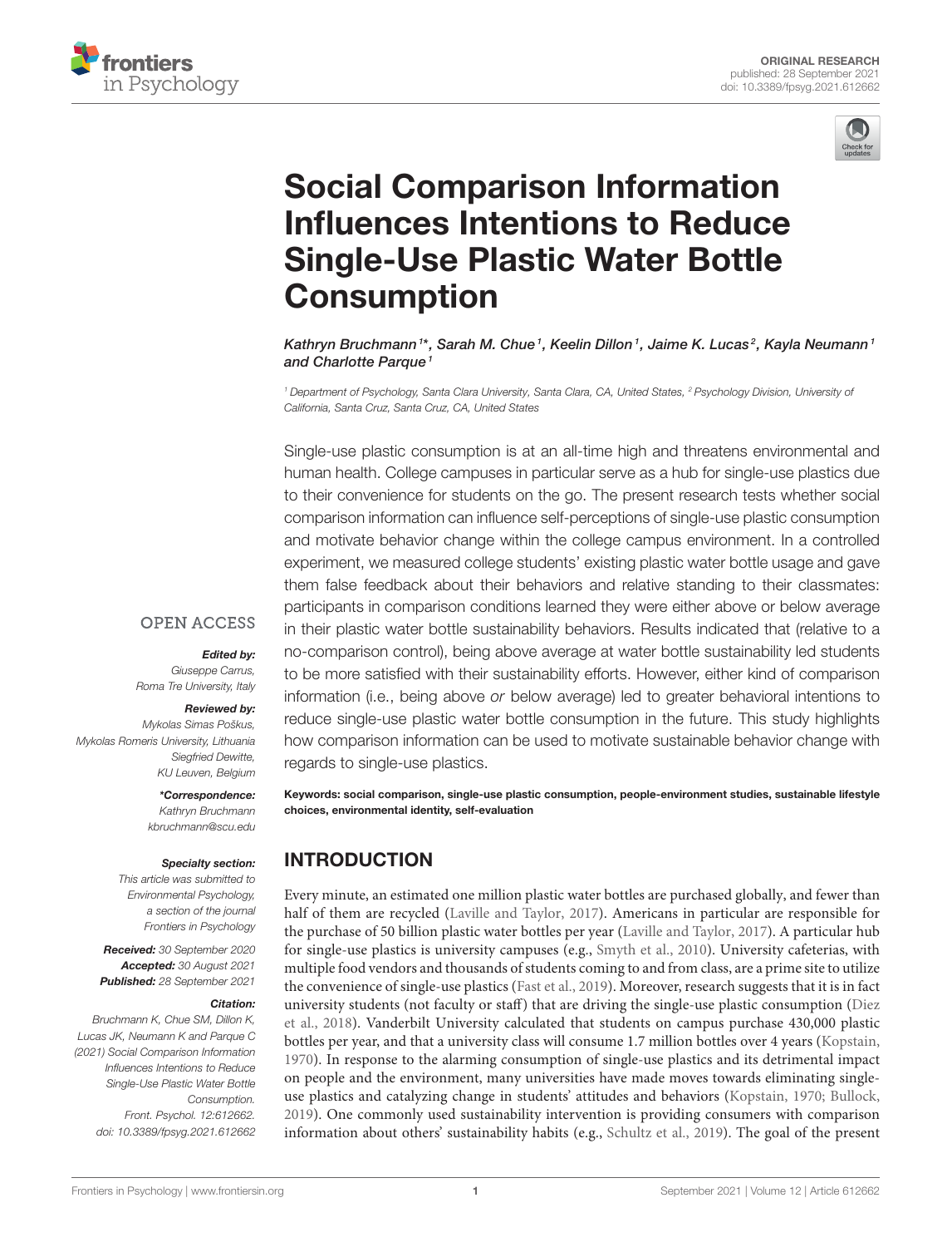# Social Comparison Information Influences Intentions to Reduce Single-Use Plastic Water Bottle Consumption

*Kathryn Bruchmann[1]*, Sarah M. Chue[1], Keelin Dillon[1], Jaime K. Lucas[2], Kayla Neumann[1] and Charlotte Parque[1]*

[1] Department of Psychology, Santa Clara University, Santa Clara, CA, United States, [2] Psychology Division, University of California, Santa Cruz, Santa Cruz, CA, United States

Single-use plastic consumption is at an all-time high and threatens environmental and human health. College campuses in particular serve as a hub for single-use plastics due to their convenience for students on the go. The present research tests whether social comparison information can influence self-perceptions of single-use plastic consumption and motivate behavior change within the college campus environment. In a controlled experiment, we measured college students' existing plastic water bottle usage and gave them false feedback about their behaviors and relative standing to their classmates: participants in comparison conditions learned they were either above or below average in their plastic water bottle sustainability behaviors. Results indicated that (relative to a no-comparison control), being above average at water bottle sustainability led students to be more satisfied with their sustainability efforts. However, either kind of comparison information (i.e., being above *or* below average) led to greater behavioral intentions to reduce single-use plastic water bottle consumption in the future. This study highlights how comparison information can be used to motivate sustainable behavior change with regards to single-use plastics.

**Keywords: social comparison, single-use plastic consumption, people-environment studies, sustainable lifestyle choices, environmental identity, self-evaluation**

OPEN ACCESS

***Edited by:***
*Giuseppe Carrus,*
*Roma Tre University, Italy*

***Reviewed by:***
*Mykolas Simas Poškus,*
*Mykolas Romeris University, Lithuania*
*Siegfried Dewitte,*
*KU Leuven, Belgium*

***\*Correspondence:***
*Kathryn Bruchmann*
*kbruchmann@scu.edu*

***Specialty section:***
*This article was submitted to Environmental Psychology, a section of the journal Frontiers in Psychology*

***Received:*** *30 September 2020*
***Accepted:*** *30 August 2021*
***Published:*** *28 September 2021*

***Citation:***
*Bruchmann K, Chue SM, Dillon K, Lucas JK, Neumann K and Parque C (2021) Social Comparison Information Influences Intentions to Reduce Single-Use Plastic Water Bottle Consumption. Front. Psychol. 12:612662. doi: 10.3389/fpsyg.2021.612662*

## INTRODUCTION

Every minute, an estimated one million plastic water bottles are purchased globally, and fewer than half of them are recycled (Laville and Taylor, 2017). Americans in particular are responsible for the purchase of 50 billion plastic water bottles per year (Laville and Taylor, 2017). A particular hub for single-use plastics is university campuses (e.g., Smyth et al., 2010). University cafeterias, with multiple food vendors and thousands of students coming to and from class, are a prime site to utilize the convenience of single-use plastics (Fast et al., 2019). Moreover, research suggests that it is in fact university students (not faculty or staff) that are driving the single-use plastic consumption (Diez et al., 2018). Vanderbilt University calculated that students on campus purchase 430,000 plastic bottles per year, and that a university class will consume 1.7 million bottles over 4 years (Kopstain, 1970). In response to the alarming consumption of single-use plastics and its detrimental impact on people and the environment, many universities have made moves towards eliminating single-use plastics and catalyzing change in students' attitudes and behaviors (Kopstain, 1970; Bullock, 2019). One commonly used sustainability intervention is providing consumers with comparison information about others' sustainability habits (e.g., Schultz et al., 2019). The goal of the present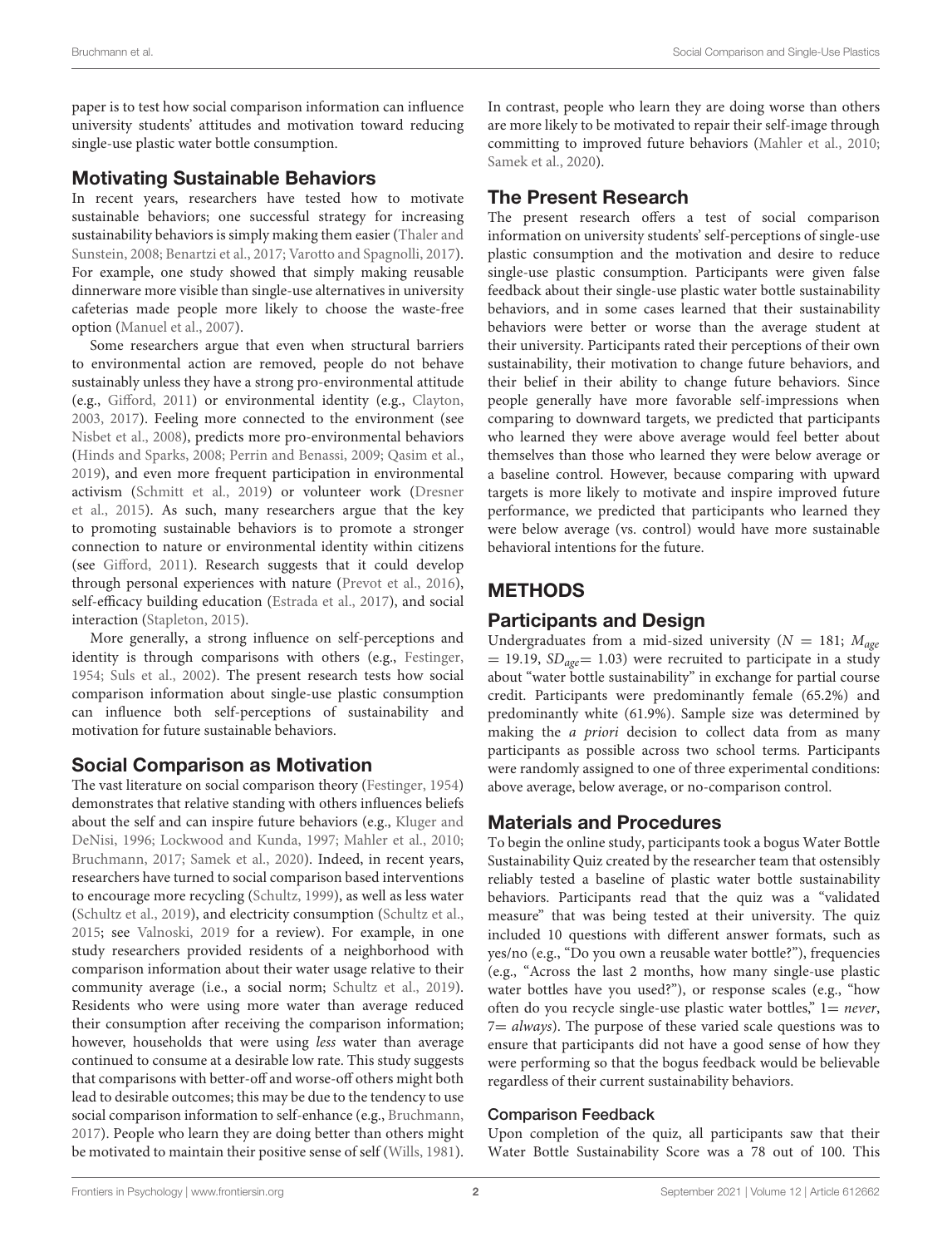paper is to test how social comparison information can influence university students' attitudes and motivation toward reducing single-use plastic water bottle consumption.

## Motivating Sustainable Behaviors

In recent years, researchers have tested how to motivate sustainable behaviors; one successful strategy for increasing sustainability behaviors is simply making them easier (Thaler and Sunstein, 2008; Benartzi et al., 2017; Varotto and Spagnolli, 2017). For example, one study showed that simply making reusable dinnerware more visible than single-use alternatives in university cafeterias made people more likely to choose the waste-free option (Manuel et al., 2007).

Some researchers argue that even when structural barriers to environmental action are removed, people do not behave sustainably unless they have a strong pro-environmental attitude (e.g., Gifford, 2011) or environmental identity (e.g., Clayton, 2003, 2017). Feeling more connected to the environment (see Nisbet et al., 2008), predicts more pro-environmental behaviors (Hinds and Sparks, 2008; Perrin and Benassi, 2009; Qasim et al., 2019), and even more frequent participation in environmental activism (Schmitt et al., 2019) or volunteer work (Dresner et al., 2015). As such, many researchers argue that the key to promoting sustainable behaviors is to promote a stronger connection to nature or environmental identity within citizens (see Gifford, 2011). Research suggests that it could develop through personal experiences with nature (Prevot et al., 2016), self-efficacy building education (Estrada et al., 2017), and social interaction (Stapleton, 2015).

More generally, a strong influence on self-perceptions and identity is through comparisons with others (e.g., Festinger, 1954; Suls et al., 2002). The present research tests how social comparison information about single-use plastic consumption can influence both self-perceptions of sustainability and motivation for future sustainable behaviors.

## Social Comparison as Motivation

The vast literature on social comparison theory (Festinger, 1954) demonstrates that relative standing with others influences beliefs about the self and can inspire future behaviors (e.g., Kluger and DeNisi, 1996; Lockwood and Kunda, 1997; Mahler et al., 2010; Bruchmann, 2017; Samek et al., 2020). Indeed, in recent years, researchers have turned to social comparison based interventions to encourage more recycling (Schultz, 1999), as well as less water (Schultz et al., 2019), and electricity consumption (Schultz et al., 2015; see Valnoski, 2019 for a review). For example, in one study researchers provided residents of a neighborhood with comparison information about their water usage relative to their community average (i.e., a social norm; Schultz et al., 2019). Residents who were using more water than average reduced their consumption after receiving the comparison information; however, households that were using *less* water than average continued to consume at a desirable low rate. This study suggests that comparisons with better-off and worse-off others might both lead to desirable outcomes; this may be due to the tendency to use social comparison information to self-enhance (e.g., Bruchmann, 2017). People who learn they are doing better than others might be motivated to maintain their positive sense of self (Wills, 1981). In contrast, people who learn they are doing worse than others are more likely to be motivated to repair their self-image through committing to improved future behaviors (Mahler et al., 2010; Samek et al., 2020).

## The Present Research

The present research offers a test of social comparison information on university students' self-perceptions of single-use plastic consumption and the motivation and desire to reduce single-use plastic consumption. Participants were given false feedback about their single-use plastic water bottle sustainability behaviors, and in some cases learned that their sustainability behaviors were better or worse than the average student at their university. Participants rated their perceptions of their own sustainability, their motivation to change future behaviors, and their belief in their ability to change future behaviors. Since people generally have more favorable self-impressions when comparing to downward targets, we predicted that participants who learned they were above average would feel better about themselves than those who learned they were below average or a baseline control. However, because comparing with upward targets is more likely to motivate and inspire improved future performance, we predicted that participants who learned they were below average (vs. control) would have more sustainable behavioral intentions for the future.

# METHODS

## Participants and Design

Undergraduates from a mid-sized university ($N = 181$; $M_{age} = 19.19$, $SD_{age} = 1.03$) were recruited to participate in a study about "water bottle sustainability" in exchange for partial course credit. Participants were predominantly female (65.2%) and predominantly white (61.9%). Sample size was determined by making the *a priori* decision to collect data from as many participants as possible across two school terms. Participants were randomly assigned to one of three experimental conditions: above average, below average, or no-comparison control.

## Materials and Procedures

To begin the online study, participants took a bogus Water Bottle Sustainability Quiz created by the researcher team that ostensibly reliably tested a baseline of plastic water bottle sustainability behaviors. Participants read that the quiz was a "validated measure" that was being tested at their university. The quiz included 10 questions with different answer formats, such as yes/no (e.g., "Do you own a reusable water bottle?"), frequencies (e.g., "Across the last 2 months, how many single-use plastic water bottles have you used?"), or response scales (e.g., "how often do you recycle single-use plastic water bottles," 1= *never*, 7= *always*). The purpose of these varied scale questions was to ensure that participants did not have a good sense of how they were performing so that the bogus feedback would be believable regardless of their current sustainability behaviors.

### Comparison Feedback

Upon completion of the quiz, all participants saw that their Water Bottle Sustainability Score was a 78 out of 100. This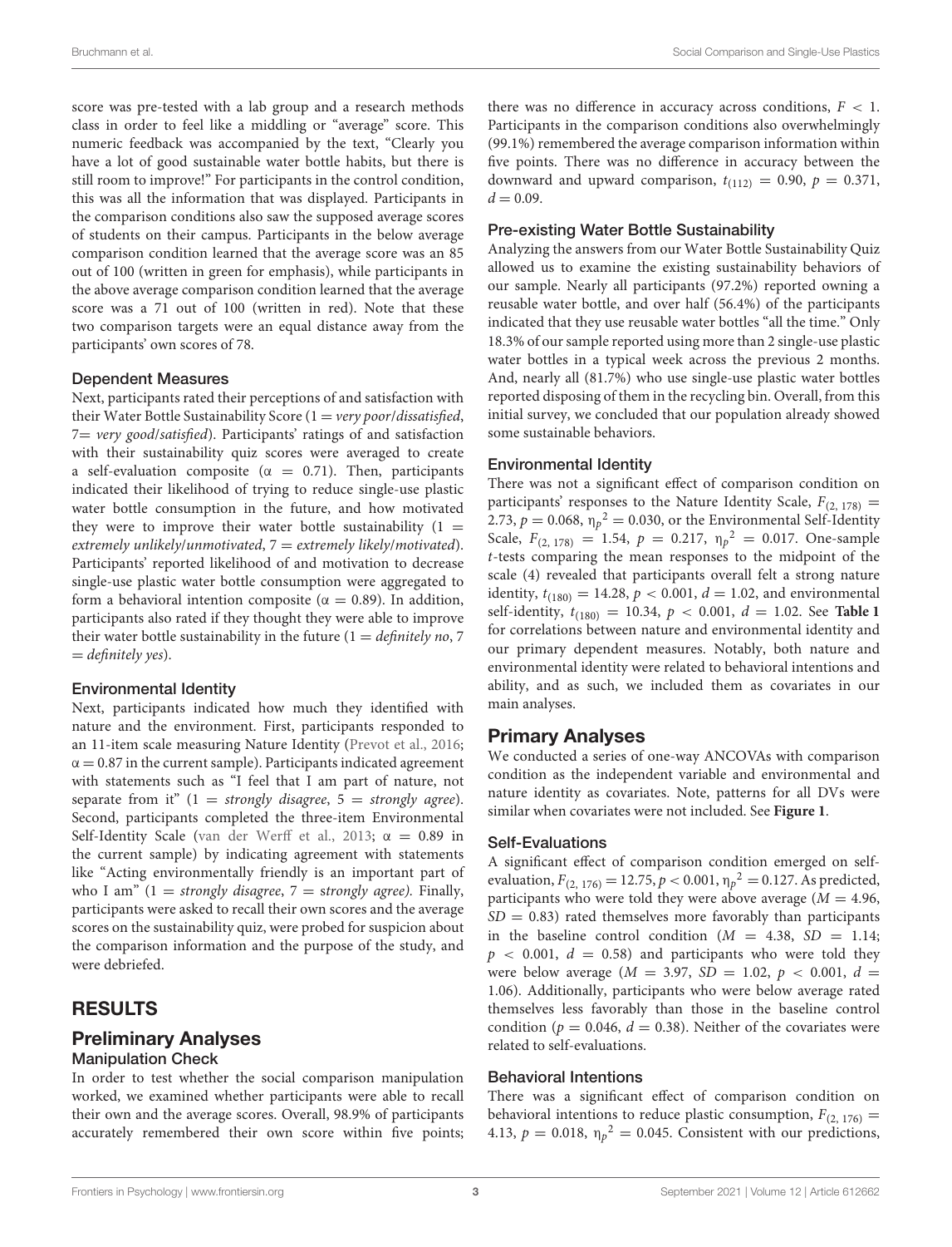score was pre-tested with a lab group and a research methods class in order to feel like a middling or "average" score. This numeric feedback was accompanied by the text, "Clearly you have a lot of good sustainable water bottle habits, but there is still room to improve!" For participants in the control condition, this was all the information that was displayed. Participants in the comparison conditions also saw the supposed average scores of students on their campus. Participants in the below average comparison condition learned that the average score was an 85 out of 100 (written in green for emphasis), while participants in the above average comparison condition learned that the average score was a 71 out of 100 (written in red). Note that these two comparison targets were an equal distance away from the participants' own scores of 78.

### Dependent Measures

Next, participants rated their perceptions of and satisfaction with their Water Bottle Sustainability Score (1 = *very poor/dissatisfied*, 7= *very good/satisfied*). Participants' ratings of and satisfaction with their sustainability quiz scores were averaged to create a self-evaluation composite ($\alpha = 0.71$). Then, participants indicated their likelihood of trying to reduce single-use plastic water bottle consumption in the future, and how motivated they were to improve their water bottle sustainability (1 = *extremely unlikely/unmotivated*, 7 = *extremely likely/motivated*). Participants' reported likelihood of and motivation to decrease single-use plastic water bottle consumption were aggregated to form a behavioral intention composite ($\alpha = 0.89$). In addition, participants also rated if they thought they were able to improve their water bottle sustainability in the future (1 = *definitely no*, 7 = *definitely yes*).

### Environmental Identity

Next, participants indicated how much they identified with nature and the environment. First, participants responded to an 11-item scale measuring Nature Identity (Prevot et al., 2016; $\alpha = 0.87$ in the current sample). Participants indicated agreement with statements such as "I feel that I am part of nature, not separate from it" (1 = *strongly disagree*, 5 = *strongly agree*). Second, participants completed the three-item Environmental Self-Identity Scale (van der Werff et al., 2013; $\alpha = 0.89$ in the current sample) by indicating agreement with statements like "Acting environmentally friendly is an important part of who I am" (1 = *strongly disagree*, 7 = *strongly agree).* Finally, participants were asked to recall their own scores and the average scores on the sustainability quiz, were probed for suspicion about the comparison information and the purpose of the study, and were debriefed.

# RESULTS

## Preliminary Analyses

### Manipulation Check

In order to test whether the social comparison manipulation worked, we examined whether participants were able to recall their own and the average scores. Overall, 98.9% of participants accurately remembered their own score within five points; there was no difference in accuracy across conditions, $F < 1$. Participants in the comparison conditions also overwhelmingly (99.1%) remembered the average comparison information within five points. There was no difference in accuracy between the downward and upward comparison, $t_{(112)} = 0.90$, $p = 0.371$, $d = 0.09$.

### Pre-existing Water Bottle Sustainability

Analyzing the answers from our Water Bottle Sustainability Quiz allowed us to examine the existing sustainability behaviors of our sample. Nearly all participants (97.2%) reported owning a reusable water bottle, and over half (56.4%) of the participants indicated that they use reusable water bottles "all the time." Only 18.3% of our sample reported using more than 2 single-use plastic water bottles in a typical week across the previous 2 months. And, nearly all (81.7%) who use single-use plastic water bottles reported disposing of them in the recycling bin. Overall, from this initial survey, we concluded that our population already showed some sustainable behaviors.

### Environmental Identity

There was not a significant effect of comparison condition on participants' responses to the Nature Identity Scale, $F_{(2,\,178)} = 2.73$, $p = 0.068$, $\eta_p^2 = 0.030$, or the Environmental Self-Identity Scale, $F_{(2,\,178)} = 1.54$, $p = 0.217$, $\eta_p^2 = 0.017$. One-sample *t*-tests comparing the mean responses to the midpoint of the scale (4) revealed that participants overall felt a strong nature identity, $t_{(180)} = 14.28$, $p < 0.001$, $d = 1.02$, and environmental self-identity, $t_{(180)} = 10.34$, $p < 0.001$, $d = 1.02$. See **Table 1** for correlations between nature and environmental identity and our primary dependent measures. Notably, both nature and environmental identity were related to behavioral intentions and ability, and as such, we included them as covariates in our main analyses.

## Primary Analyses

We conducted a series of one-way ANCOVAs with comparison condition as the independent variable and environmental and nature identity as covariates. Note, patterns for all DVs were similar when covariates were not included. See **Figure 1**.

### Self-Evaluations

A significant effect of comparison condition emerged on self-evaluation, $F_{(2,\,176)} = 12.75$, $p < 0.001$, $\eta_p^2 = 0.127$. As predicted, participants who were told they were above average ($M = 4.96$, $SD = 0.83$) rated themselves more favorably than participants in the baseline control condition ($M = 4.38$, $SD = 1.14$; $p < 0.001$, $d = 0.58$) and participants who were told they were below average ($M = 3.97$, $SD = 1.02$, $p < 0.001$, $d = 1.06$). Additionally, participants who were below average rated themselves less favorably than those in the baseline control condition ($p = 0.046$, $d = 0.38$). Neither of the covariates were related to self-evaluations.

### Behavioral Intentions

There was a significant effect of comparison condition on behavioral intentions to reduce plastic consumption, $F_{(2,\,176)} = 4.13$, $p = 0.018$, $\eta_p^2 = 0.045$. Consistent with our predictions,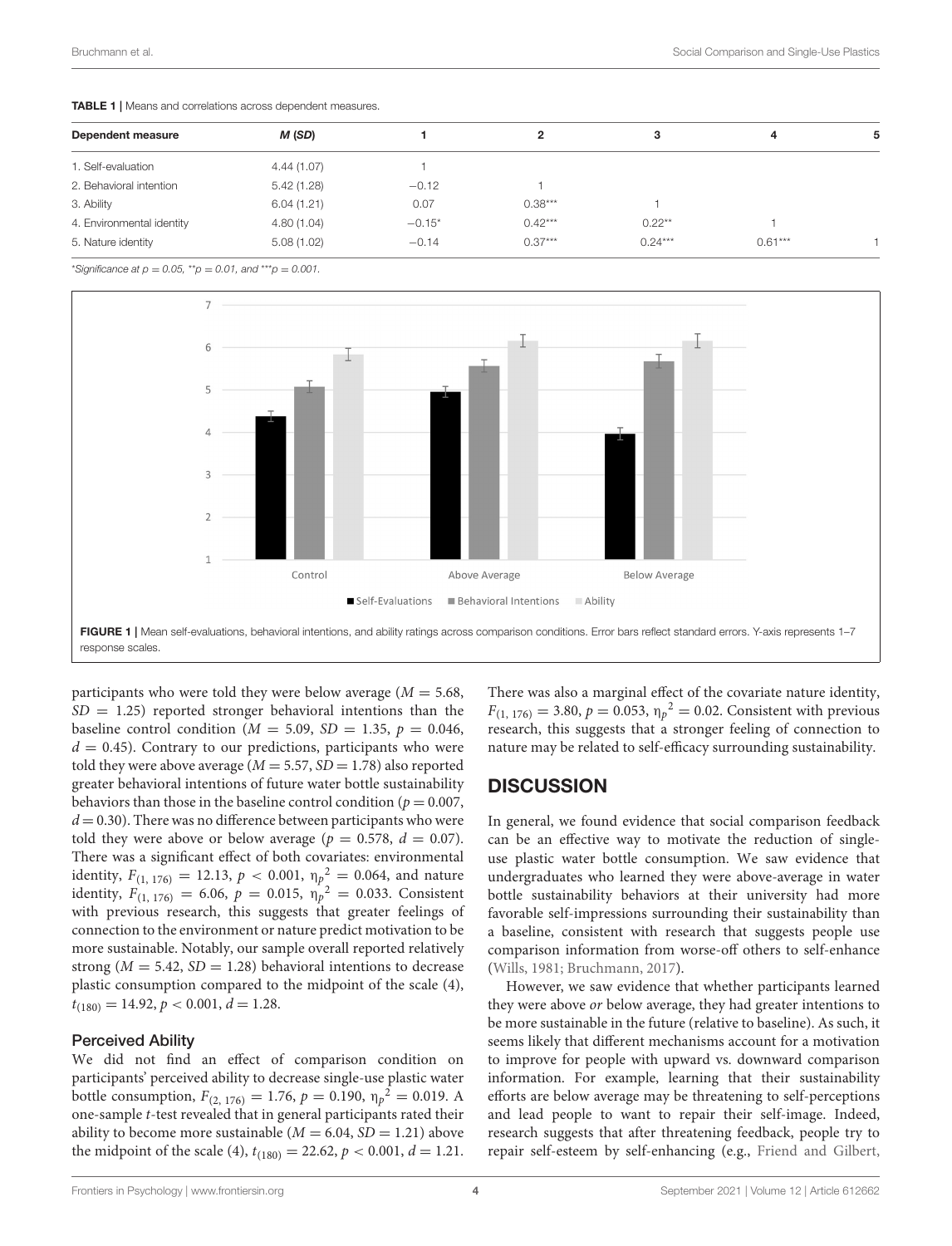**TABLE 1** | Means and correlations across dependent measures.

| Dependent measure | *M* (*SD*) | 1 | 2 | 3 | 4 | 5 |
|---|---|---|---|---|---|---|
| 1. Self-evaluation | 4.44 (1.07) | 1 | | | | |
| 2. Behavioral intention | 5.42 (1.28) | −0.12 | 1 | | | |
| 3. Ability | 6.04 (1.21) | 0.07 | 0.38*** | 1 | | |
| 4. Environmental identity | 4.80 (1.04) | −0.15* | 0.42*** | 0.22** | 1 | |
| 5. Nature identity | 5.08 (1.02) | −0.14 | 0.37*** | 0.24*** | 0.61*** | 1 |

*Significance at $p = 0.05$, **$p = 0.01$, and ***$p = 0.001$.

**FIGURE 1** | Mean self-evaluations, behavioral intentions, and ability ratings across comparison conditions. Error bars reflect standard errors. Y-axis represents 1–7 response scales.

participants who were told they were below average ($M = 5.68$, $SD = 1.25$) reported stronger behavioral intentions than the baseline control condition ($M = 5.09$, $SD = 1.35$, $p = 0.046$, $d = 0.45$). Contrary to our predictions, participants who were told they were above average ($M = 5.57$, $SD = 1.78$) also reported greater behavioral intentions of future water bottle sustainability behaviors than those in the baseline control condition ($p = 0.007$, $d = 0.30$). There was no difference between participants who were told they were above or below average ($p = 0.578$, $d = 0.07$). There was a significant effect of both covariates: environmental identity, $F_{(1, 176)} = 12.13$, $p < 0.001$, $\eta_p^2 = 0.064$, and nature identity, $F_{(1, 176)} = 6.06$, $p = 0.015$, $\eta_p^2 = 0.033$. Consistent with previous research, this suggests that greater feelings of connection to the environment or nature predict motivation to be more sustainable. Notably, our sample overall reported relatively strong ($M = 5.42$, $SD = 1.28$) behavioral intentions to decrease plastic consumption compared to the midpoint of the scale (4), $t_{(180)} = 14.92$, $p < 0.001$, $d = 1.28$.

### Perceived Ability

We did not find an effect of comparison condition on participants' perceived ability to decrease single-use plastic water bottle consumption, $F_{(2, 176)} = 1.76$, $p = 0.190$, $\eta_p^2 = 0.019$. A one-sample *t*-test revealed that in general participants rated their ability to become more sustainable ($M = 6.04$, $SD = 1.21$) above the midpoint of the scale (4), $t_{(180)} = 22.62$, $p < 0.001$, $d = 1.21$. There was also a marginal effect of the covariate nature identity, $F_{(1, 176)} = 3.80$, $p = 0.053$, $\eta_p^2 = 0.02$. Consistent with previous research, this suggests that a stronger feeling of connection to nature may be related to self-efficacy surrounding sustainability.

## DISCUSSION

In general, we found evidence that social comparison feedback can be an effective way to motivate the reduction of single-use plastic water bottle consumption. We saw evidence that undergraduates who learned they were above-average in water bottle sustainability behaviors at their university had more favorable self-impressions surrounding their sustainability than a baseline, consistent with research that suggests people use comparison information from worse-off others to self-enhance (Wills, 1981; Bruchmann, 2017).

However, we saw evidence that whether participants learned they were above *or* below average, they had greater intentions to be more sustainable in the future (relative to baseline). As such, it seems likely that different mechanisms account for a motivation to improve for people with upward vs. downward comparison information. For example, learning that their sustainability efforts are below average may be threatening to self-perceptions and lead people to want to repair their self-image. Indeed, research suggests that after threatening feedback, people try to repair self-esteem by self-enhancing (e.g., Friend and Gilbert,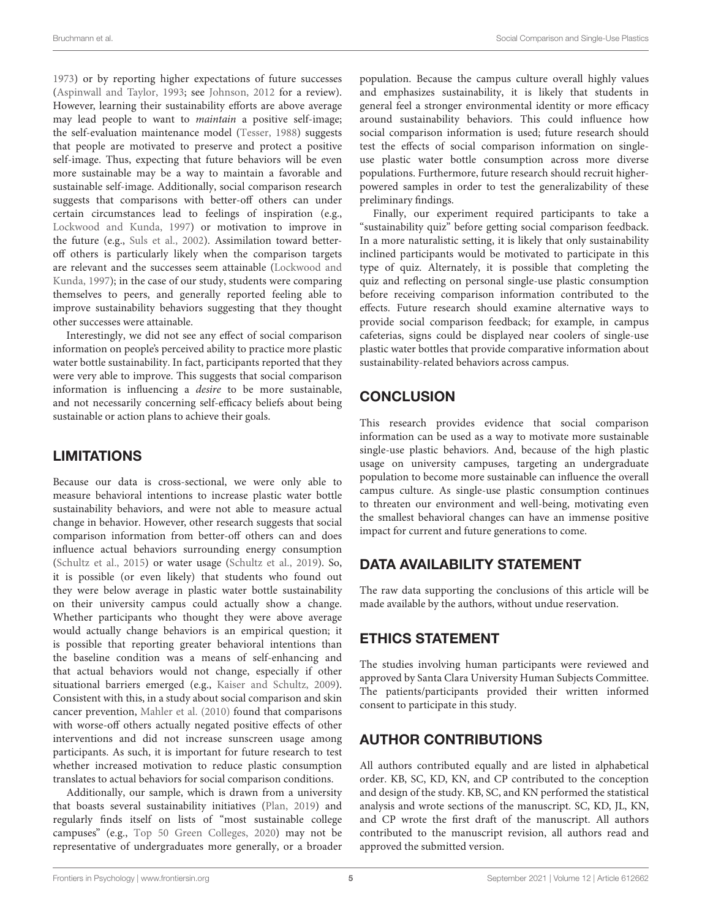1973) or by reporting higher expectations of future successes (Aspinwall and Taylor, 1993; see Johnson, 2012 for a review). However, learning their sustainability efforts are above average may lead people to want to *maintain* a positive self-image; the self-evaluation maintenance model (Tesser, 1988) suggests that people are motivated to preserve and protect a positive self-image. Thus, expecting that future behaviors will be even more sustainable may be a way to maintain a favorable and sustainable self-image. Additionally, social comparison research suggests that comparisons with better-off others can under certain circumstances lead to feelings of inspiration (e.g., Lockwood and Kunda, 1997) or motivation to improve in the future (e.g., Suls et al., 2002). Assimilation toward better-off others is particularly likely when the comparison targets are relevant and the successes seem attainable (Lockwood and Kunda, 1997); in the case of our study, students were comparing themselves to peers, and generally reported feeling able to improve sustainability behaviors suggesting that they thought other successes were attainable.

Interestingly, we did not see any effect of social comparison information on people's perceived ability to practice more plastic water bottle sustainability. In fact, participants reported that they were very able to improve. This suggests that social comparison information is influencing a *desire* to be more sustainable, and not necessarily concerning self-efficacy beliefs about being sustainable or action plans to achieve their goals.

## LIMITATIONS

Because our data is cross-sectional, we were only able to measure behavioral intentions to increase plastic water bottle sustainability behaviors, and were not able to measure actual change in behavior. However, other research suggests that social comparison information from better-off others can and does influence actual behaviors surrounding energy consumption (Schultz et al., 2015) or water usage (Schultz et al., 2019). So, it is possible (or even likely) that students who found out they were below average in plastic water bottle sustainability on their university campus could actually show a change. Whether participants who thought they were above average would actually change behaviors is an empirical question; it is possible that reporting greater behavioral intentions than the baseline condition was a means of self-enhancing and that actual behaviors would not change, especially if other situational barriers emerged (e.g., Kaiser and Schultz, 2009). Consistent with this, in a study about social comparison and skin cancer prevention, Mahler et al. (2010) found that comparisons with worse-off others actually negated positive effects of other interventions and did not increase sunscreen usage among participants. As such, it is important for future research to test whether increased motivation to reduce plastic consumption translates to actual behaviors for social comparison conditions.

Additionally, our sample, which is drawn from a university that boasts several sustainability initiatives (Plan, 2019) and regularly finds itself on lists of "most sustainable college campuses" (e.g., Top 50 Green Colleges, 2020) may not be representative of undergraduates more generally, or a broader population. Because the campus culture overall highly values and emphasizes sustainability, it is likely that students in general feel a stronger environmental identity or more efficacy around sustainability behaviors. This could influence how social comparison information is used; future research should test the effects of social comparison information on single-use plastic water bottle consumption across more diverse populations. Furthermore, future research should recruit higher-powered samples in order to test the generalizability of these preliminary findings.

Finally, our experiment required participants to take a "sustainability quiz" before getting social comparison feedback. In a more naturalistic setting, it is likely that only sustainability inclined participants would be motivated to participate in this type of quiz. Alternately, it is possible that completing the quiz and reflecting on personal single-use plastic consumption before receiving comparison information contributed to the effects. Future research should examine alternative ways to provide social comparison feedback; for example, in campus cafeterias, signs could be displayed near coolers of single-use plastic water bottles that provide comparative information about sustainability-related behaviors across campus.

## CONCLUSION

This research provides evidence that social comparison information can be used as a way to motivate more sustainable single-use plastic behaviors. And, because of the high plastic usage on university campuses, targeting an undergraduate population to become more sustainable can influence the overall campus culture. As single-use plastic consumption continues to threaten our environment and well-being, motivating even the smallest behavioral changes can have an immense positive impact for current and future generations to come.

## DATA AVAILABILITY STATEMENT

The raw data supporting the conclusions of this article will be made available by the authors, without undue reservation.

## ETHICS STATEMENT

The studies involving human participants were reviewed and approved by Santa Clara University Human Subjects Committee. The patients/participants provided their written informed consent to participate in this study.

## AUTHOR CONTRIBUTIONS

All authors contributed equally and are listed in alphabetical order. KB, SC, KD, KN, and CP contributed to the conception and design of the study. KB, SC, and KN performed the statistical analysis and wrote sections of the manuscript. SC, KD, JL, KN, and CP wrote the first draft of the manuscript. All authors contributed to the manuscript revision, all authors read and approved the submitted version.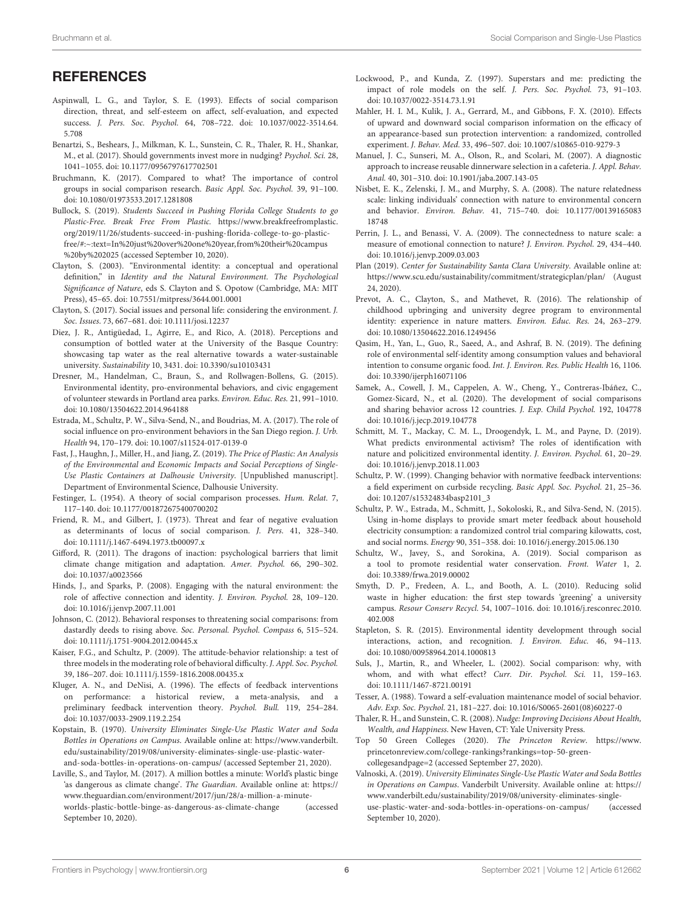## REFERENCES

Aspinwall, L. G., and Taylor, S. E. (1993). Effects of social comparison direction, threat, and self-esteem on affect, self-evaluation, and expected success. *J. Pers. Soc. Psychol.* 64, 708–722. doi: 10.1037/0022-3514.64.5.708

Benartzi, S., Beshears, J., Milkman, K. L., Sunstein, C. R., Thaler, R. H., Shankar, M., et al. (2017). Should governments invest more in nudging? *Psychol. Sci.* 28, 1041–1055. doi: 10.1177/0956797617702501

Bruchmann, K. (2017). Compared to what? The importance of control groups in social comparison research. *Basic Appl. Soc. Psychol.* 39, 91–100. doi: 10.1080/01973533.2017.1281808

Bullock, S. (2019). *Students Succeed in Pushing Florida College Students to go Plastic-Free. Break Free From Plastic.* https://www.breakfreefromplastic.org/2019/11/26/students-succeed-in-pushing-florida-college-to-go-plastic-free/#:~:text=In%20just%20over%20one%20year,from%20their%20campus%20by%202025 (accessed September 10, 2020).

Clayton, S. (2003). "Environmental identity: a conceptual and operational definition," in *Identity and the Natural Environment. The Psychological Significance of Nature*, eds S. Clayton and S. Opotow (Cambridge, MA: MIT Press), 45–65. doi: 10.7551/mitpress/3644.001.0001

Clayton, S. (2017). Social issues and personal life: considering the environment. *J. Soc. Issues.* 73, 667–681. doi: 10.1111/josi.12237

Diez, J. R., Antigüedad, I., Agirre, E., and Rico, A. (2018). Perceptions and consumption of bottled water at the University of the Basque Country: showcasing tap water as the real alternative towards a water-sustainable university. *Sustainability* 10, 3431. doi: 10.3390/su10103431

Dresner, M., Handelman, C., Braun, S., and Rollwagen-Bollens, G. (2015). Environmental identity, pro-environmental behaviors, and civic engagement of volunteer stewards in Portland area parks. *Environ. Educ. Res.* 21, 991–1010. doi: 10.1080/13504622.2014.964188

Estrada, M., Schultz, P. W., Silva-Send, N., and Boudrias, M. A. (2017). The role of social influence on pro-environment behaviors in the San Diego region. *J. Urb. Health* 94, 170–179. doi: 10.1007/s11524-017-0139-0

Fast, J., Haughn, J., Miller, H., and Jiang, Z. (2019). *The Price of Plastic: An Analysis of the Environmental and Economic Impacts and Social Perceptions of Single-Use Plastic Containers at Dalhousie University.* [Unpublished manuscript]. Department of Environmental Science, Dalhousie University.

Festinger, L. (1954). A theory of social comparison processes. *Hum. Relat.* 7, 117–140. doi: 10.1177/001872675400700202

Friend, R. M., and Gilbert, J. (1973). Threat and fear of negative evaluation as determinants of locus of social comparison. *J. Pers.* 41, 328–340. doi: 10.1111/j.1467-6494.1973.tb00097.x

Gifford, R. (2011). The dragons of inaction: psychological barriers that limit climate change mitigation and adaptation. *Amer. Psychol.* 66, 290–302. doi: 10.1037/a0023566

Hinds, J., and Sparks, P. (2008). Engaging with the natural environment: the role of affective connection and identity. *J. Environ. Psychol.* 28, 109–120. doi: 10.1016/j.jenvp.2007.11.001

Johnson, C. (2012). Behavioral responses to threatening social comparisons: from dastardly deeds to rising above. *Soc. Personal. Psychol. Compass* 6, 515–524. doi: 10.1111/j.1751-9004.2012.00445.x

Kaiser, F.G., and Schultz, P. (2009). The attitude-behavior relationship: a test of three models in the moderating role of behavioral difficulty. *J. Appl. Soc. Psychol.* 39, 186–207. doi: 10.1111/j.1559-1816.2008.00435.x

Kluger, A. N., and DeNisi, A. (1996). The effects of feedback interventions on performance: a historical review, a meta-analysis, and a preliminary feedback intervention theory. *Psychol. Bull.* 119, 254–284. doi: 10.1037/0033-2909.119.2.254

Kopstain, B. (1970). *University Eliminates Single-Use Plastic Water and Soda Bottles in Operations on Campus.* Available online at: https://www.vanderbilt.edu/sustainability/2019/08/university-eliminates-single-use-plastic-water-and-soda-bottles-in-operations-on-campus/ (accessed September 21, 2020).

Laville, S., and Taylor, M. (2017). A million bottles a minute: World's plastic binge 'as dangerous as climate change'. *The Guardian.* Available online at: https://www.theguardian.com/environment/2017/jun/28/a-million-a-minute-worlds-plastic-bottle-binge-as-dangerous-as-climate-change (accessed September 10, 2020).

Lockwood, P., and Kunda, Z. (1997). Superstars and me: predicting the impact of role models on the self. *J. Pers. Soc. Psychol.* 73, 91–103. doi: 10.1037/0022-3514.73.1.91

Mahler, H. I. M., Kulik, J. A., Gerrard, M., and Gibbons, F. X. (2010). Effects of upward and downward social comparison information on the efficacy of an appearance-based sun protection intervention: a randomized, controlled experiment. *J. Behav. Med.* 33, 496–507. doi: 10.1007/s10865-010-9279-3

Manuel, J. C., Sunseri, M. A., Olson, R., and Scolari, M. (2007). A diagnostic approach to increase reusable dinnerware selection in a cafeteria. *J. Appl. Behav. Anal.* 40, 301–310. doi: 10.1901/jaba.2007.143-05

Nisbet, E. K., Zelenski, J. M., and Murphy, S. A. (2008). The nature relatedness scale: linking individuals' connection with nature to environmental concern and behavior. *Environ. Behav.* 41, 715–740. doi: 10.1177/0013916508318748

Perrin, J. L., and Benassi, V. A. (2009). The connectedness to nature scale: a measure of emotional connection to nature? *J. Environ. Psychol.* 29, 434–440. doi: 10.1016/j.jenvp.2009.03.003

Plan (2019). *Center for Sustainability Santa Clara University.* Available online at: https://www.scu.edu/sustainability/commitment/strategicplan/plan/ (August 24, 2020).

Prevot, A. C., Clayton, S., and Mathevet, R. (2016). The relationship of childhood upbringing and university degree program to environmental identity: experience in nature matters. *Environ. Educ. Res.* 24, 263–279. doi: 10.1080/13504622.2016.1249456

Qasim, H., Yan, L., Guo, R., Saeed, A., and Ashraf, B. N. (2019). The defining role of environmental self-identity among consumption values and behavioral intention to consume organic food. *Int. J. Environ. Res. Public Health* 16, 1106. doi: 10.3390/ijerph16071106

Samek, A., Cowell, J. M., Cappelen, A. W., Cheng, Y., Contreras-Ibáñez, C., Gomez-Sicard, N., et al. (2020). The development of social comparisons and sharing behavior across 12 countries. *J. Exp. Child Psychol.* 192, 104778 doi: 10.1016/j.jecp.2019.104778

Schmitt, M. T., Mackay, C. M. L., Droogendyk, L. M., and Payne, D. (2019). What predicts environmental activism? The roles of identification with nature and policitized environmental identity. *J. Environ. Psychol.* 61, 20–29. doi: 10.1016/j.jenvp.2018.11.003

Schultz, P. W. (1999). Changing behavior with normative feedback interventions: a field experiment on curbside recycling. *Basic Appl. Soc. Psychol.* 21, 25–36. doi: 10.1207/s15324834basp2101_3

Schultz, P. W., Estrada, M., Schmitt, J., Sokoloski, R., and Silva-Send, N. (2015). Using in-home displays to provide smart meter feedback about household electricity consumption: a randomized control trial comparing kilowatts, cost, and social norms. *Energy* 90, 351–358. doi: 10.1016/j.energy.2015.06.130

Schultz, W., Javey, S., and Sorokina, A. (2019). Social comparison as a tool to promote residential water conservation. *Front. Water* 1, 2. doi: 10.3389/frwa.2019.00002

Smyth, D. P., Fredeen, A. L., and Booth, A. L. (2010). Reducing solid waste in higher education: the first step towards 'greening' a university campus. *Resour Conserv Recycl.* 54, 1007–1016. doi: 10.1016/j.resconrec.2010.402.008

Stapleton, S. R. (2015). Environmental identity development through social interactions, action, and recognition. *J. Environ. Educ.* 46, 94–113. doi: 10.1080/00958964.2014.1000813

Suls, J., Martin, R., and Wheeler, L. (2002). Social comparison: why, with whom, and with what effect? *Curr. Dir. Psychol. Sci.* 11, 159–163. doi: 10.1111/1467-8721.00191

Tesser, A. (1988). Toward a self-evaluation maintenance model of social behavior. *Adv. Exp. Soc. Psychol.* 21, 181–227. doi: 10.1016/S0065-2601(08)60227-0

Thaler, R. H., and Sunstein, C. R. (2008). *Nudge: Improving Decisions About Health, Wealth, and Happiness.* New Haven, CT: Yale University Press.

Top 50 Green Colleges (2020). *The Princeton Review.* https://www.princetonreview.com/college-rankings?rankings=top-50-green-collegesandpage=2 (accessed September 27, 2020).

Valnoski, A. (2019). *University Eliminates Single-Use Plastic Water and Soda Bottles in Operations on Campus.* Vanderbilt University. Available online at: https://www.vanderbilt.edu/sustainability/2019/08/university-eliminates-single-use-plastic-water-and-soda-bottles-in-operations-on-campus/ (accessed September 10, 2020).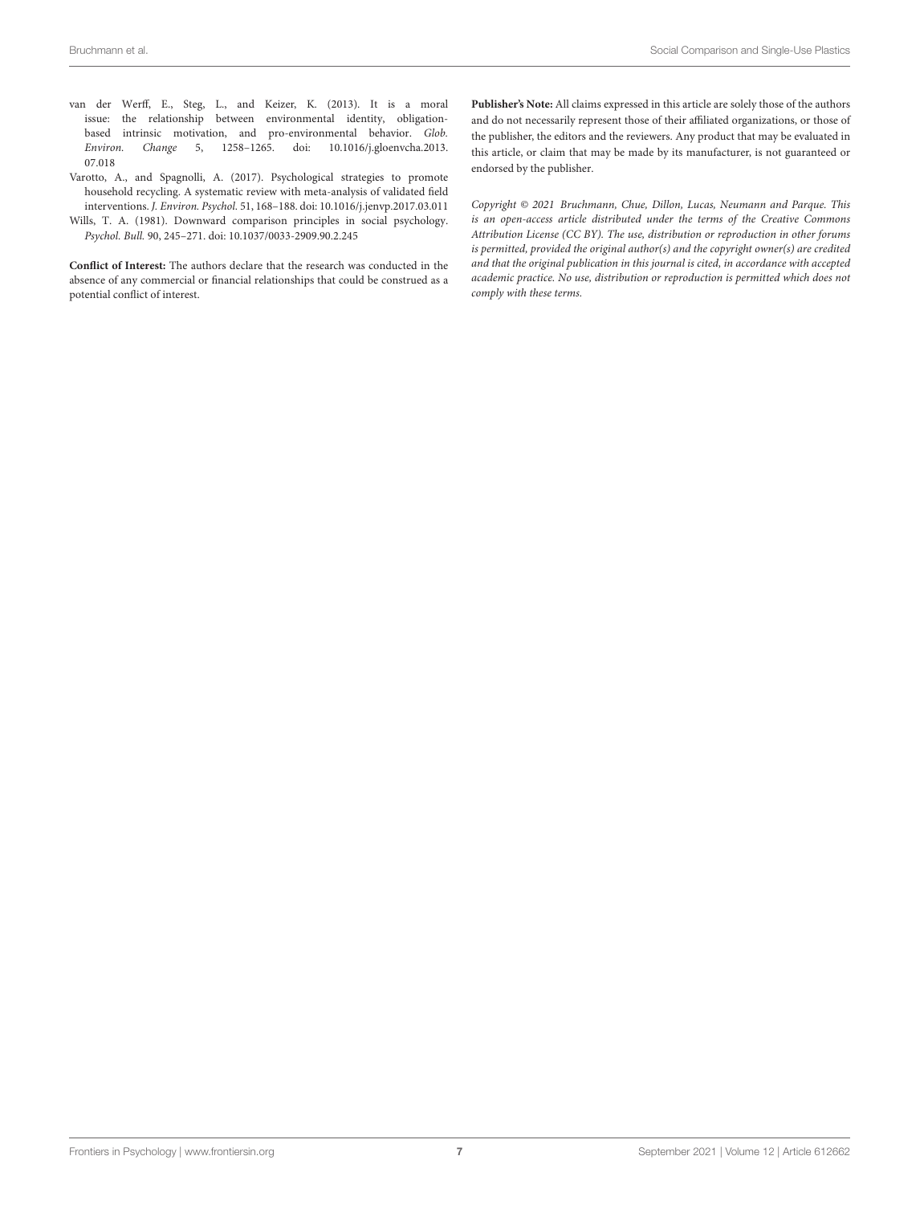van der Werff, E., Steg, L., and Keizer, K. (2013). It is a moral issue: the relationship between environmental identity, obligation-based intrinsic motivation, and pro-environmental behavior. *Glob. Environ. Change* 5, 1258–1265. doi: 10.1016/j.gloenvcha.2013.07.018

Varotto, A., and Spagnolli, A. (2017). Psychological strategies to promote household recycling. A systematic review with meta-analysis of validated field interventions. *J. Environ. Psychol.* 51, 168–188. doi: 10.1016/j.jenvp.2017.03.011

Wills, T. A. (1981). Downward comparison principles in social psychology. *Psychol. Bull.* 90, 245–271. doi: 10.1037/0033-2909.90.2.245

**Conflict of Interest:** The authors declare that the research was conducted in the absence of any commercial or financial relationships that could be construed as a potential conflict of interest.

**Publisher's Note:** All claims expressed in this article are solely those of the authors and do not necessarily represent those of their affiliated organizations, or those of the publisher, the editors and the reviewers. Any product that may be evaluated in this article, or claim that may be made by its manufacturer, is not guaranteed or endorsed by the publisher.

*Copyright © 2021 Bruchmann, Chue, Dillon, Lucas, Neumann and Parque. This is an open-access article distributed under the terms of the Creative Commons Attribution License (CC BY). The use, distribution or reproduction in other forums is permitted, provided the original author(s) and the copyright owner(s) are credited and that the original publication in this journal is cited, in accordance with accepted academic practice. No use, distribution or reproduction is permitted which does not comply with these terms.*